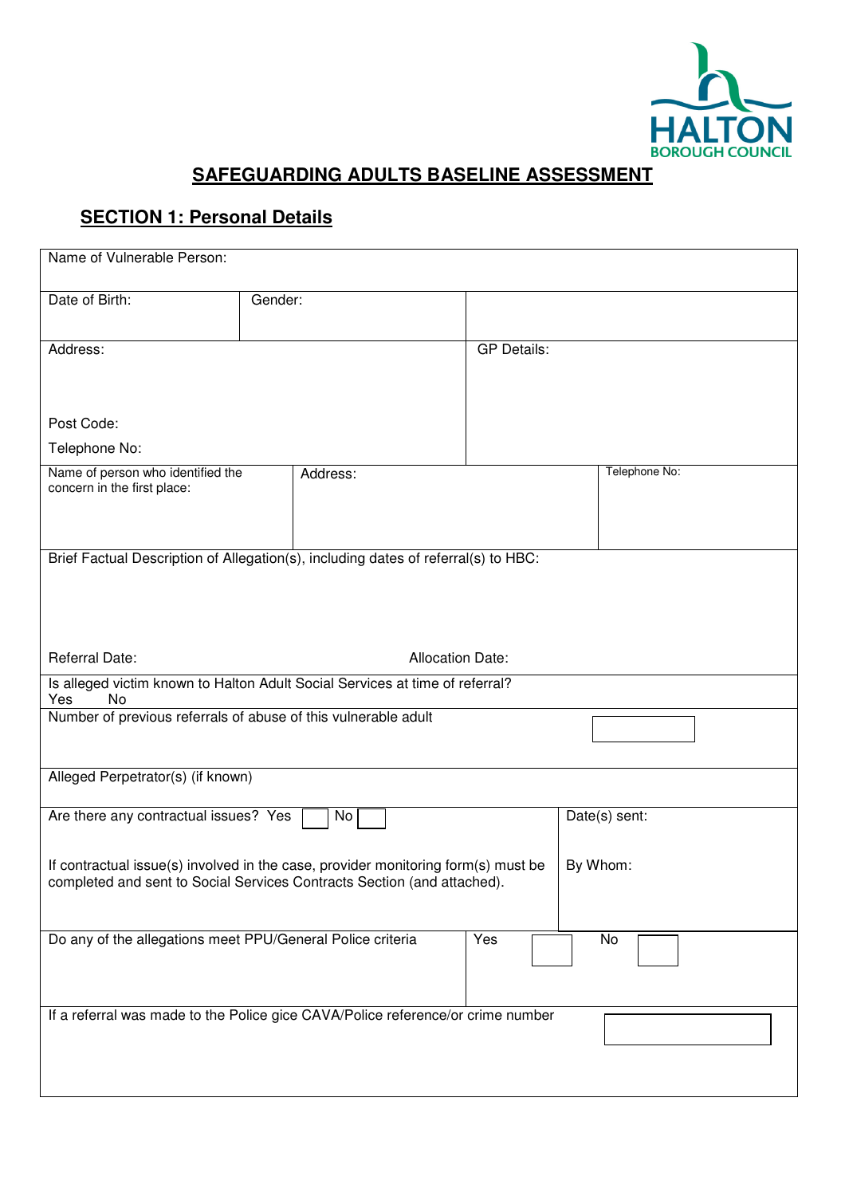HALTON BOROUGH COUNCIL

# SAFEGUARDING ADULTS BASELINE ASSESSMENT

## SECTION 1: Personal Details

| | | | |
|---|---|---|---|
| Name of Vulnerable Person: | | | |
| Date of Birth: | Gender: | | |
| Address:<br><br>Post Code:<br>Telephone No: | | GP Details: | |
| Name of person who identified the concern in the first place: | Address: | | Telephone No: |
| Brief Factual Description of Allegation(s), including dates of referral(s) to HBC:<br><br>Referral Date: Allocation Date: | | | |
| Is alleged victim known to Halton Adult Social Services at time of referral?<br>Yes No | | | |
| Number of previous referrals of abuse of this vulnerable adult | | | ☐ |
| Alleged Perpetrator(s) (if known) | | | |
| Are there any contractual issues? Yes ☐ No ☐<br><br>If contractual issue(s) involved in the case, provider monitoring form(s) must be completed and sent to Social Services Contracts Section (and attached). | | Date(s) sent:<br><br>By Whom: | |
| Do any of the allegations meet PPU/General Police criteria | | Yes ☐ | No ☐ |
| If a referral was made to the Police gice CAVA/Police reference/or crime number | | | ☐ |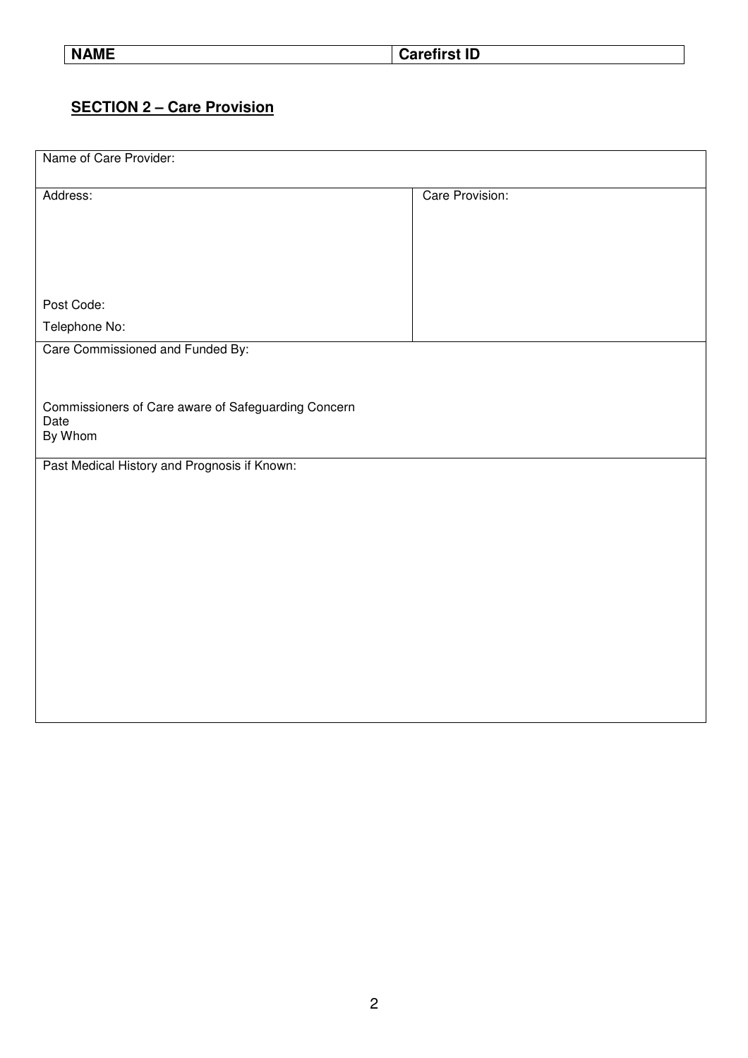| NAME | Carefirst ID |
| --- | --- |

## SECTION 2 – Care Provision

| Name of Care Provider: | |
| --- | --- |
| Address:<br><br><br><br><br>Post Code:<br>Telephone No: | Care Provision: |
| Care Commissioned and Funded By:<br><br>Commissioners of Care aware of Safeguarding Concern<br>Date<br>By Whom | |
| Past Medical History and Prognosis if Known: | |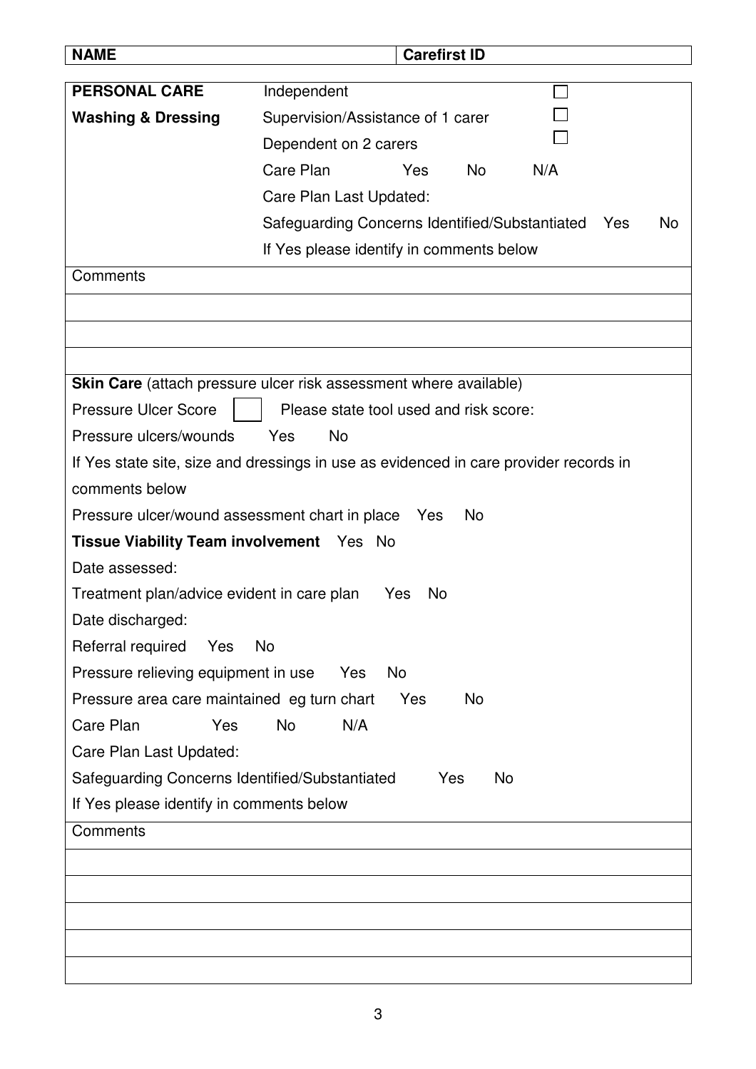| **NAME** | **Carefirst ID** |
|---|---|
| | |

| | |
|---|---|
| **PERSONAL CARE** | Independent ☐ |
| **Washing & Dressing** | Supervision/Assistance of 1 carer ☐ |
| | Dependent on 2 carers ☐ |
| | Care Plan Yes No N/A |
| | Care Plan Last Updated: |
| | Safeguarding Concerns Identified/Substantiated Yes No |
| | If Yes please identify in comments below |
| Comments | |
| | |
| | |
| | |

**Skin Care** (attach pressure ulcer risk assessment where available)

Pressure Ulcer Score ☐ Please state tool used and risk score:

Pressure ulcers/wounds Yes No

If Yes state site, size and dressings in use as evidenced in care provider records in comments below

Pressure ulcer/wound assessment chart in place Yes No

**Tissue Viability Team involvement** Yes No

Date assessed:

Treatment plan/advice evident in care plan Yes No

Date discharged:

Referral required Yes No

Pressure relieving equipment in use Yes No

Pressure area care maintained eg turn chart Yes No

Care Plan Yes No N/A

Care Plan Last Updated:

Safeguarding Concerns Identified/Substantiated Yes No

If Yes please identify in comments below

| Comments |
|---|
| |
| |
| |
| |
| |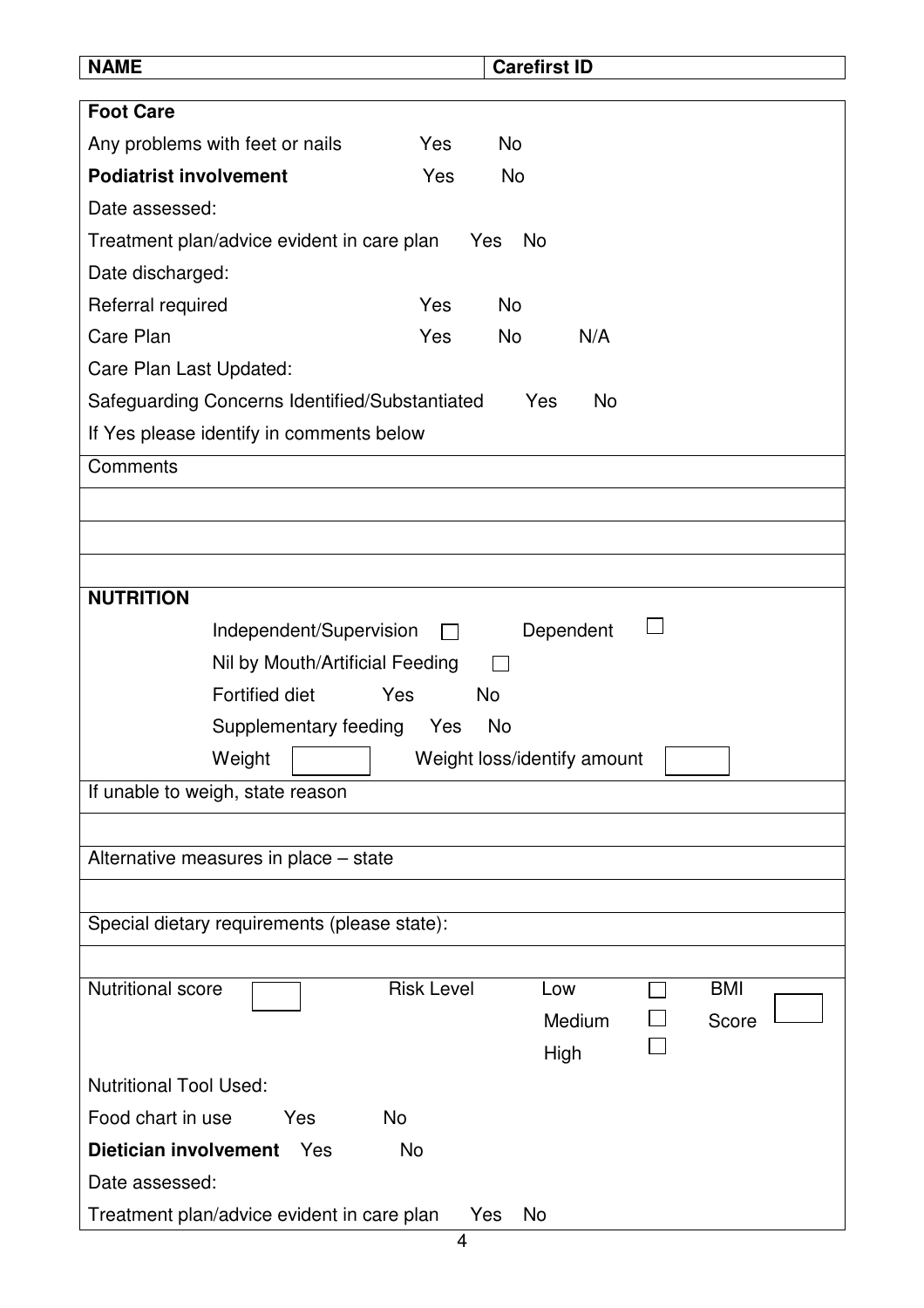| **NAME** | **Carefirst ID** |
|---|---|

**Foot Care**

Any problems with feet or nails Yes No

**Podiatrist involvement** Yes No

Date assessed:

Treatment plan/advice evident in care plan Yes No

Date discharged:

Referral required Yes No

Care Plan Yes No N/A

Care Plan Last Updated:

Safeguarding Concerns Identified/Substantiated Yes No

If Yes please identify in comments below

Comments

**NUTRITION**

Independent/Supervision ☐ Dependent ☐

Nil by Mouth/Artificial Feeding ☐

Fortified diet Yes No

Supplementary feeding Yes No

Weight ☐ Weight loss/identify amount ☐

If unable to weigh, state reason

Alternative measures in place – state

Special dietary requirements (please state):

Nutritional score ☐ Risk Level Low ☐ Medium ☐ High ☐ BMI Score ☐

Nutritional Tool Used:

Food chart in use Yes No

**Dietician involvement** Yes No

Date assessed:

Treatment plan/advice evident in care plan Yes No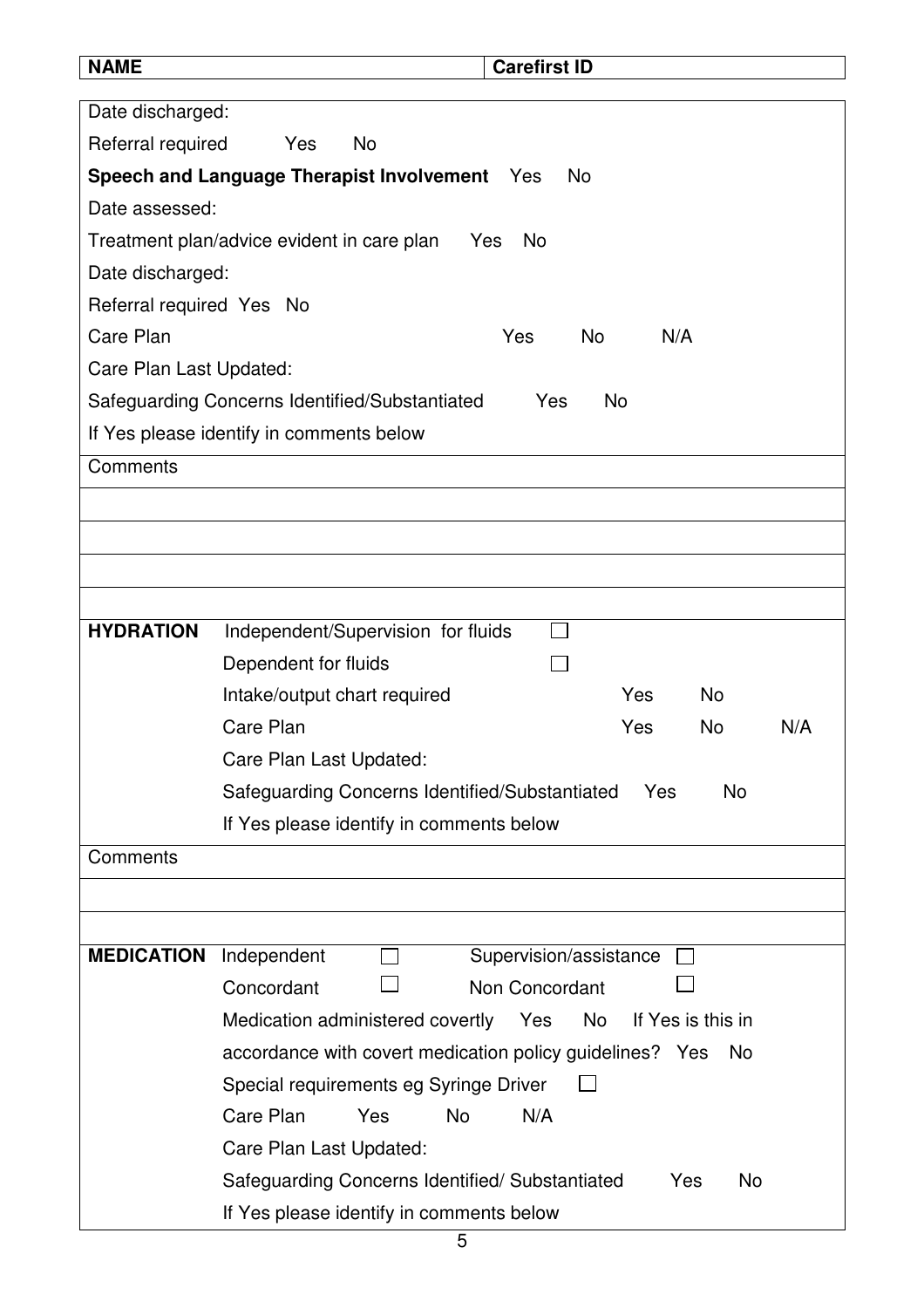| **NAME** | **Carefirst ID** |
|---|---|

Date discharged:

Referral required Yes No

**Speech and Language Therapist Involvement** Yes No

Date assessed:

Treatment plan/advice evident in care plan Yes No

Date discharged:

Referral required Yes No

Care Plan Yes No N/A

Care Plan Last Updated:

Safeguarding Concerns Identified/Substantiated Yes No

If Yes please identify in comments below

Comments

**HYDRATION**

Independent/Supervision for fluids ☐

Dependent for fluids ☐

Intake/output chart required Yes No

Care Plan Yes No N/A

Care Plan Last Updated:

Safeguarding Concerns Identified/Substantiated Yes No

If Yes please identify in comments below

Comments

**MEDICATION**

Independent ☐ Supervision/assistance ☐

Concordant ☐ Non Concordant ☐

Medication administered covertly Yes No If Yes is this in accordance with covert medication policy guidelines? Yes No

Special requirements eg Syringe Driver ☐

Care Plan Yes No N/A

Care Plan Last Updated:

Safeguarding Concerns Identified/ Substantiated Yes No

If Yes please identify in comments below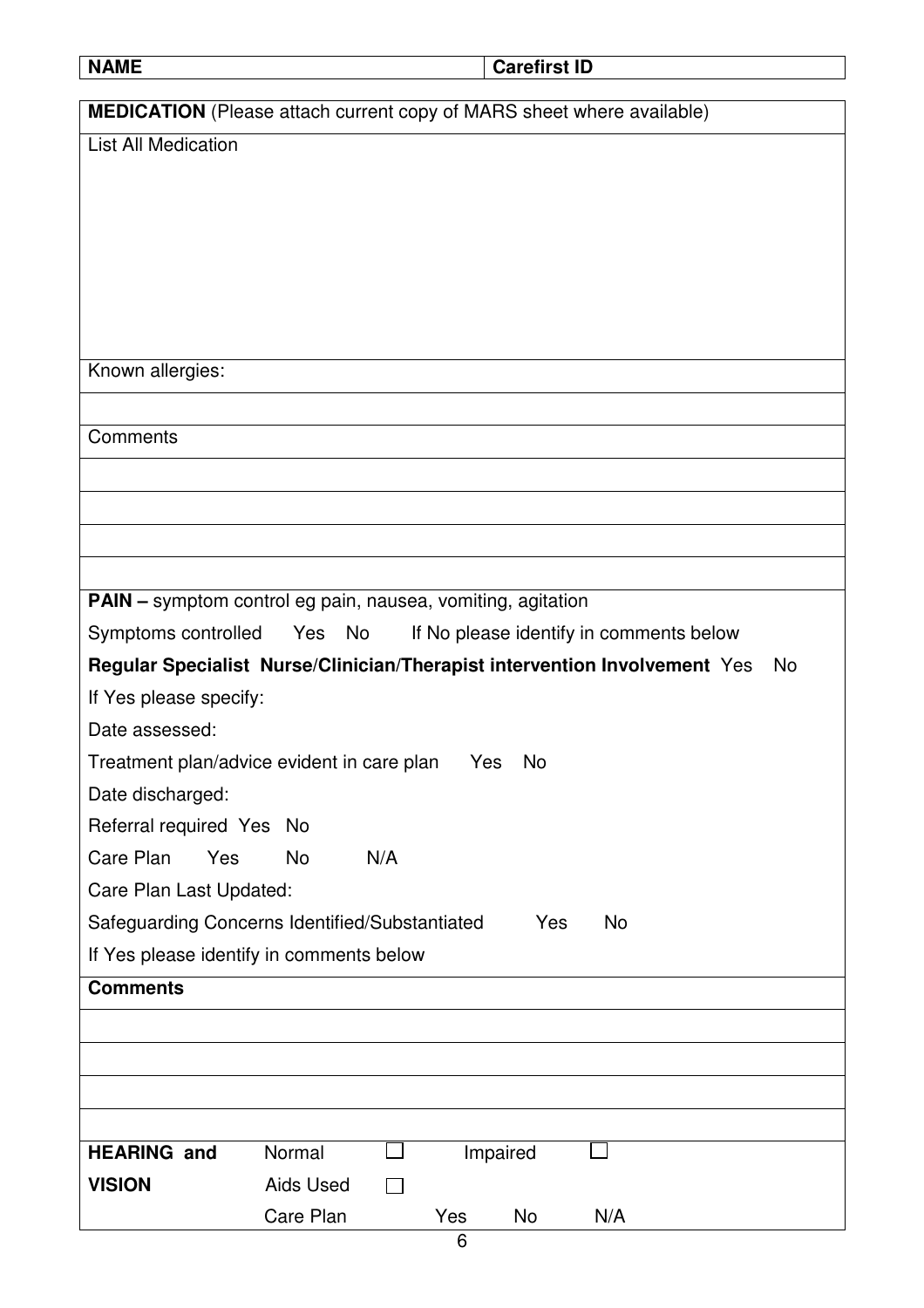| **NAME** | **Carefirst ID** |
|---|---|

| **MEDICATION** (Please attach current copy of MARS sheet where available) |
|---|
| List All Medication |
| Known allergies: |
| |
| Comments |
| |
| |
| |
| |

| **PAIN –** symptom control eg pain, nausea, vomiting, agitation |
|---|
| Symptoms controlled Yes No If No please identify in comments below |
| **Regular Specialist Nurse/Clinician/Therapist intervention Involvement** Yes No |
| If Yes please specify: |
| Date assessed: |
| Treatment plan/advice evident in care plan Yes No |
| Date discharged: |
| Referral required Yes No |
| Care Plan Yes No N/A |
| Care Plan Last Updated: |
| Safeguarding Concerns Identified/Substantiated Yes No |
| If Yes please identify in comments below |
| **Comments** |
| |
| |
| |
| |

| **HEARING and VISION** | Normal ☐ | Impaired ☐ |
|---|---|---|
| | Aids Used ☐ | |
| | Care Plan Yes No N/A | |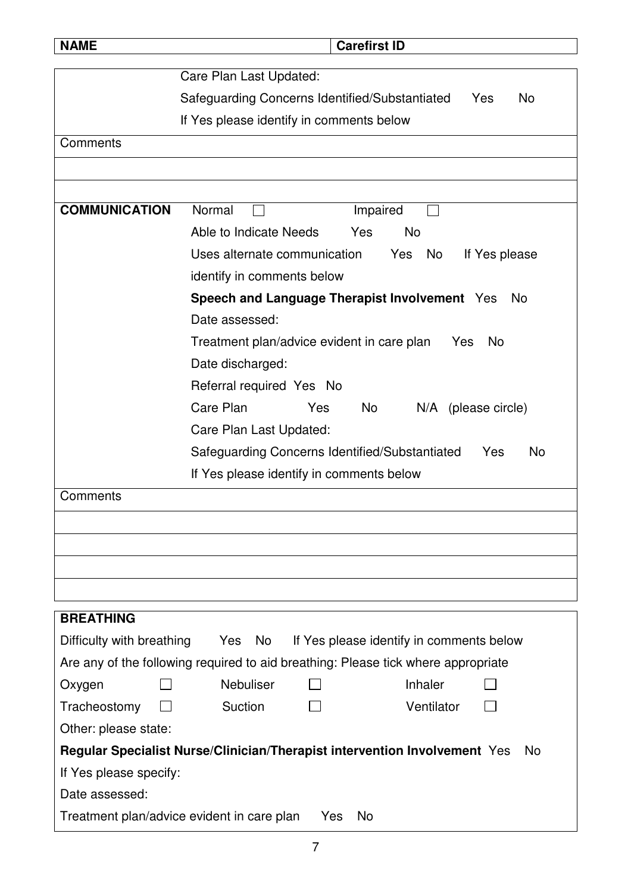| NAME | Carefirst ID |
| --- | --- |

| | |
| --- | --- |
| | Care Plan Last Updated: |
| | Safeguarding Concerns Identified/Substantiated Yes No |
| | If Yes please identify in comments below |
| Comments | |
| | |
| | |
| **COMMUNICATION** | Normal ☐ Impaired ☐ |
| | Able to Indicate Needs Yes No |
| | Uses alternate communication Yes No If Yes please identify in comments below |
| | **Speech and Language Therapist Involvement** Yes No |
| | Date assessed: |
| | Treatment plan/advice evident in care plan Yes No |
| | Date discharged: |
| | Referral required Yes No |
| | Care Plan Yes No N/A (please circle) |
| | Care Plan Last Updated: |
| | Safeguarding Concerns Identified/Substantiated Yes No |
| | If Yes please identify in comments below |
| Comments | |
| | |
| | |
| | |
| | |

**BREATHING**

Difficulty with breathing Yes No If Yes please identify in comments below

Are any of the following required to aid breathing: Please tick where appropriate

| | | | | | |
| --- | --- | --- | --- | --- | --- |
| Oxygen | ☐ | Nebuliser | ☐ | Inhaler | ☐ |
| Tracheostomy | ☐ | Suction | ☐ | Ventilator | ☐ |

Other: please state:

**Regular Specialist Nurse/Clinician/Therapist intervention Involvement** Yes No

If Yes please specify:

Date assessed:

Treatment plan/advice evident in care plan Yes No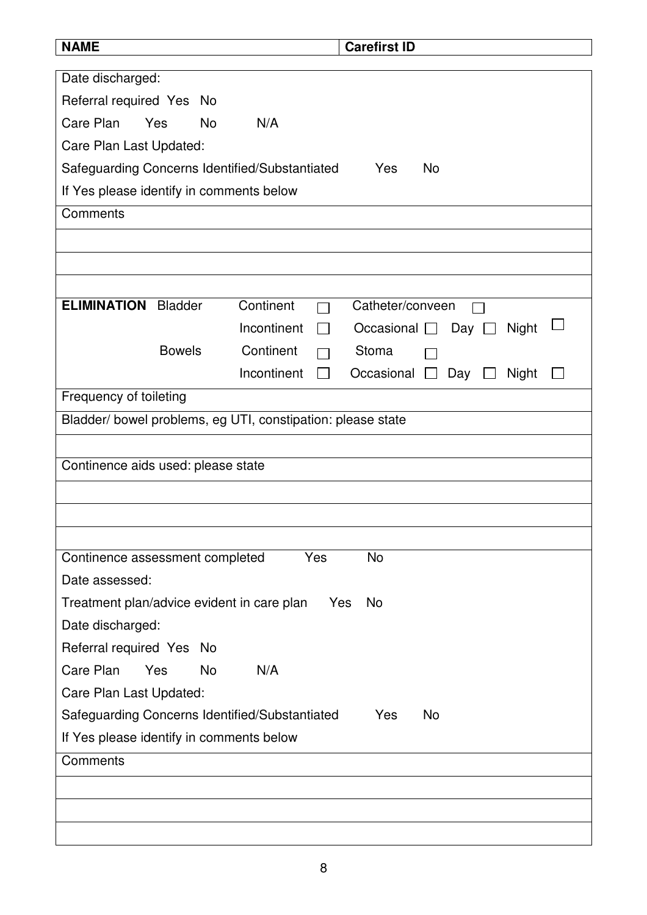| NAME | Carefirst ID |
|---|---|

Date discharged:

Referral required Yes No

Care Plan Yes No N/A

Care Plan Last Updated:

Safeguarding Concerns Identified/Substantiated Yes No

If Yes please identify in comments below

Comments

**ELIMINATION**

| | | | | |
|---|---|---|---|---|
| Bladder | Continent ☐ | Catheter/conveen ☐ | | |
| | Incontinent ☐ | Occasional ☐ | Day ☐ | Night ☐ |
| Bowels | Continent ☐ | Stoma ☐ | | |
| | Incontinent ☐ | Occasional ☐ | Day ☐ | Night ☐ |

Frequency of toileting

Bladder/ bowel problems, eg UTI, constipation: please state

Continence aids used: please state

Continence assessment completed Yes No

Date assessed:

Treatment plan/advice evident in care plan Yes No

Date discharged:

Referral required Yes No

Care Plan Yes No N/A

Care Plan Last Updated:

Safeguarding Concerns Identified/Substantiated Yes No

If Yes please identify in comments below

Comments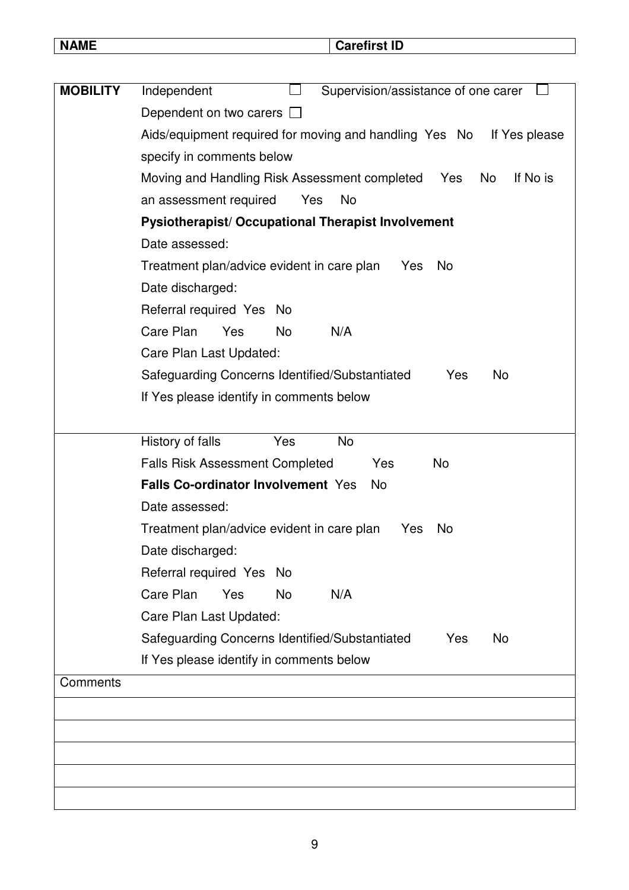| **NAME** | **Carefirst ID** |
|---|---|

| | |
|---|---|
| **MOBILITY** | Independent ☐ Supervision/assistance of one carer ☐<br>Dependent on two carers ☐<br>Aids/equipment required for moving and handling Yes No If Yes please specify in comments below<br>Moving and Handling Risk Assessment completed Yes No If No is an assessment required Yes No<br>**Pysiotherapist/ Occupational Therapist Involvement**<br>Date assessed:<br>Treatment plan/advice evident in care plan Yes No<br>Date discharged:<br>Referral required Yes No<br>Care Plan Yes No N/A<br>Care Plan Last Updated:<br>Safeguarding Concerns Identified/Substantiated Yes No<br>If Yes please identify in comments below |
| | History of falls Yes No<br>Falls Risk Assessment Completed Yes No<br>**Falls Co-ordinator Involvement** Yes No<br>Date assessed:<br>Treatment plan/advice evident in care plan Yes No<br>Date discharged:<br>Referral required Yes No<br>Care Plan Yes No N/A<br>Care Plan Last Updated:<br>Safeguarding Concerns Identified/Substantiated Yes No<br>If Yes please identify in comments below |
| Comments | |
| | |
| | |
| | |
| | |
| | |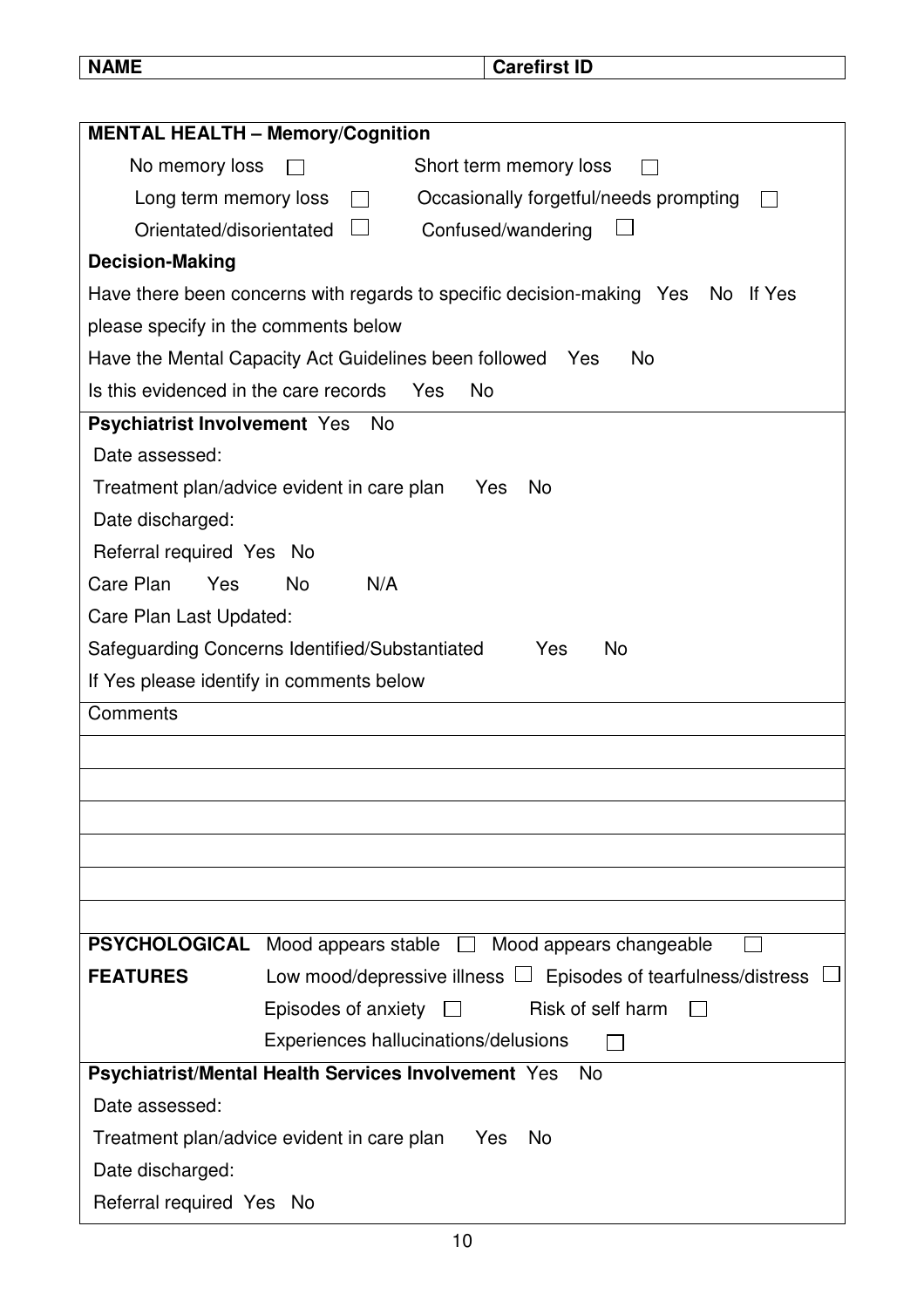| NAME | Carefirst ID |
|---|---|

**MENTAL HEALTH – Memory/Cognition**

No memory loss ☐ Short term memory loss ☐

Long term memory loss ☐ Occasionally forgetful/needs prompting ☐

Orientated/disorientated ☐ Confused/wandering ☐

**Decision-Making**

Have there been concerns with regards to specific decision-making Yes No If Yes please specify in the comments below

Have the Mental Capacity Act Guidelines been followed Yes No

Is this evidenced in the care records Yes No

**Psychiatrist Involvement** Yes No

Date assessed:

Treatment plan/advice evident in care plan Yes No

Date discharged:

Referral required Yes No

Care Plan Yes No N/A

Care Plan Last Updated:

Safeguarding Concerns Identified/Substantiated Yes No

If Yes please identify in comments below

Comments

**PSYCHOLOGICAL FEATURES**

Mood appears stable ☐ Mood appears changeable ☐

Low mood/depressive illness ☐ Episodes of tearfulness/distress ☐

Episodes of anxiety ☐ Risk of self harm ☐

Experiences hallucinations/delusions ☐

**Psychiatrist/Mental Health Services Involvement** Yes No

Date assessed:

Treatment plan/advice evident in care plan Yes No

Date discharged:

Referral required Yes No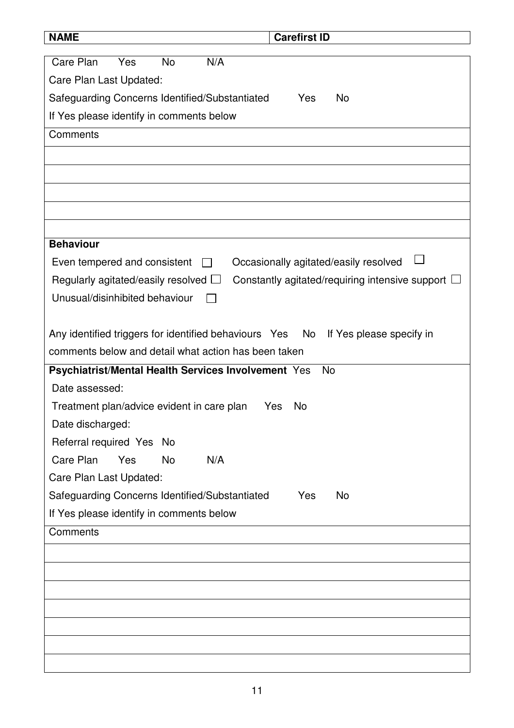| **NAME** | **Carefirst ID** |
|---|---|

Care Plan  Yes  No  N/A

Care Plan Last Updated:

Safeguarding Concerns Identified/Substantiated  Yes  No

If Yes please identify in comments below

Comments

**Behaviour**

Even tempered and consistent ☐  Occasionally agitated/easily resolved ☐

Regularly agitated/easily resolved ☐  Constantly agitated/requiring intensive support ☐

Unusual/disinhibited behaviour ☐

Any identified triggers for identified behaviours  Yes  No  If Yes please specify in comments below and detail what action has been taken

**Psychiatrist/Mental Health Services Involvement** Yes  No

Date assessed:

Treatment plan/advice evident in care plan  Yes  No

Date discharged:

Referral required  Yes  No

Care Plan  Yes  No  N/A

Care Plan Last Updated:

Safeguarding Concerns Identified/Substantiated  Yes  No

If Yes please identify in comments below

Comments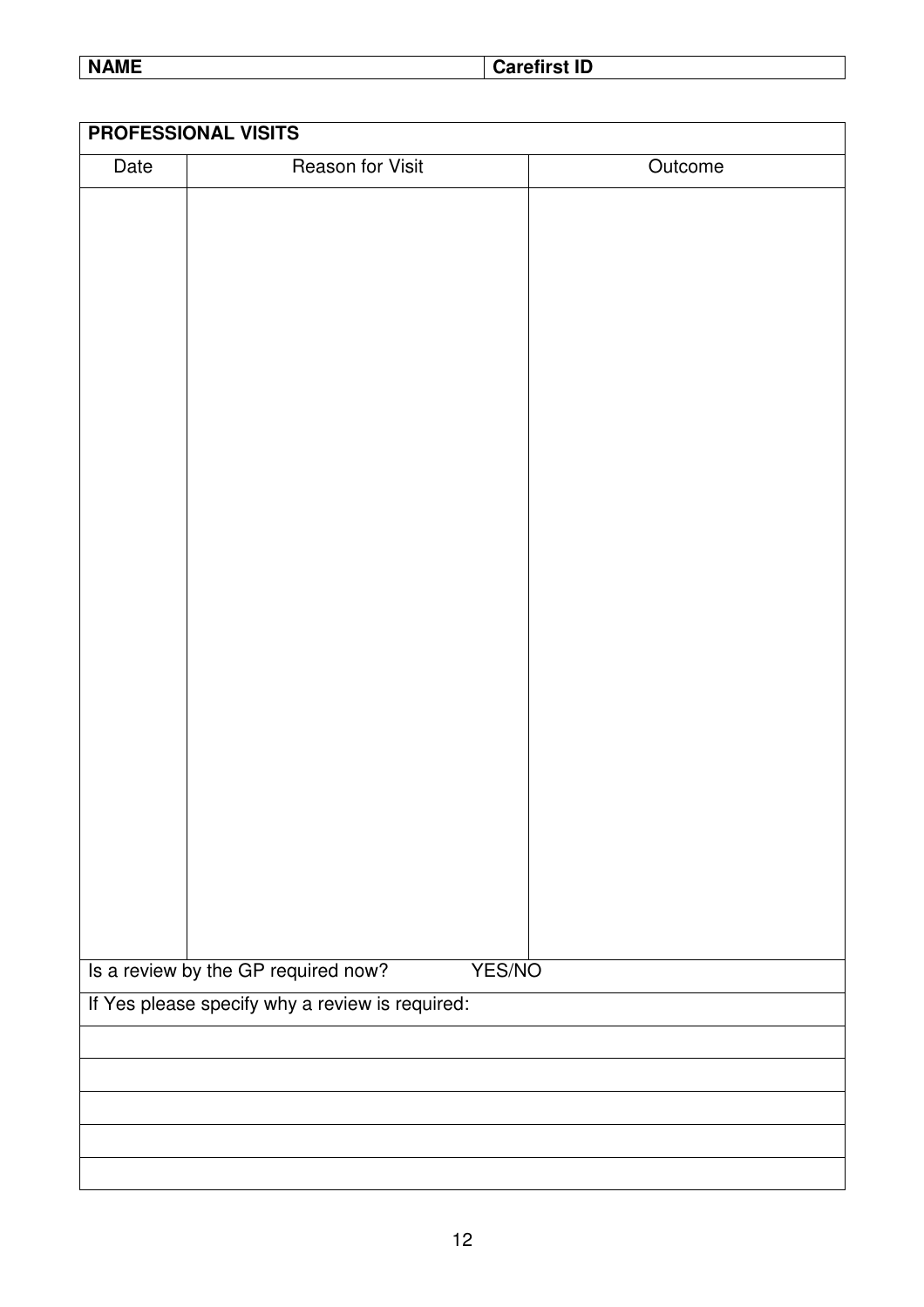| NAME | Carefirst ID |
|---|---|

| PROFESSIONAL VISITS | | |
|---|---|---|
| Date | Reason for Visit | Outcome |
| | | |

| Is a review by the GP required now? YES/NO |
|---|
| If Yes please specify why a review is required: |
| |
| |
| |
| |
| |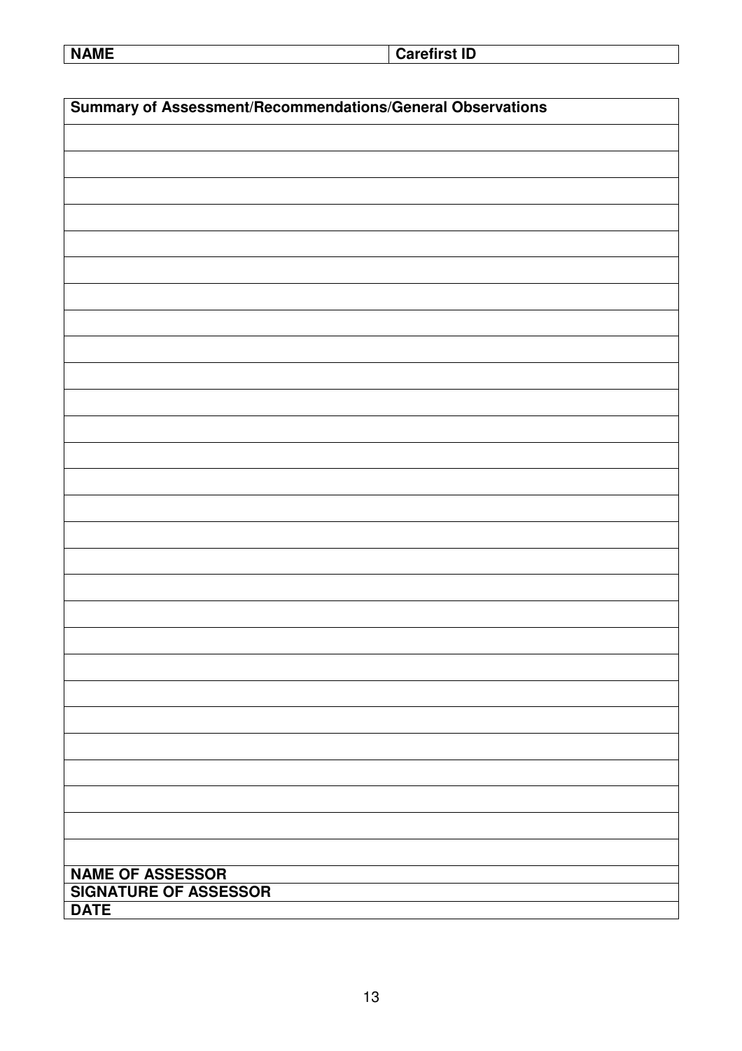| NAME | Carefirst ID |
| --- | --- |

| Summary of Assessment/Recommendations/General Observations |
| --- |
| |
| |
| |
| |
| |
| |
| |
| |
| |
| |
| |
| |
| |
| |
| |
| |
| |
| |
| |
| |
| |
| |
| |
| |
| |
| |
| |
| |
| NAME OF ASSESSOR |
| SIGNATURE OF ASSESSOR |
| DATE |